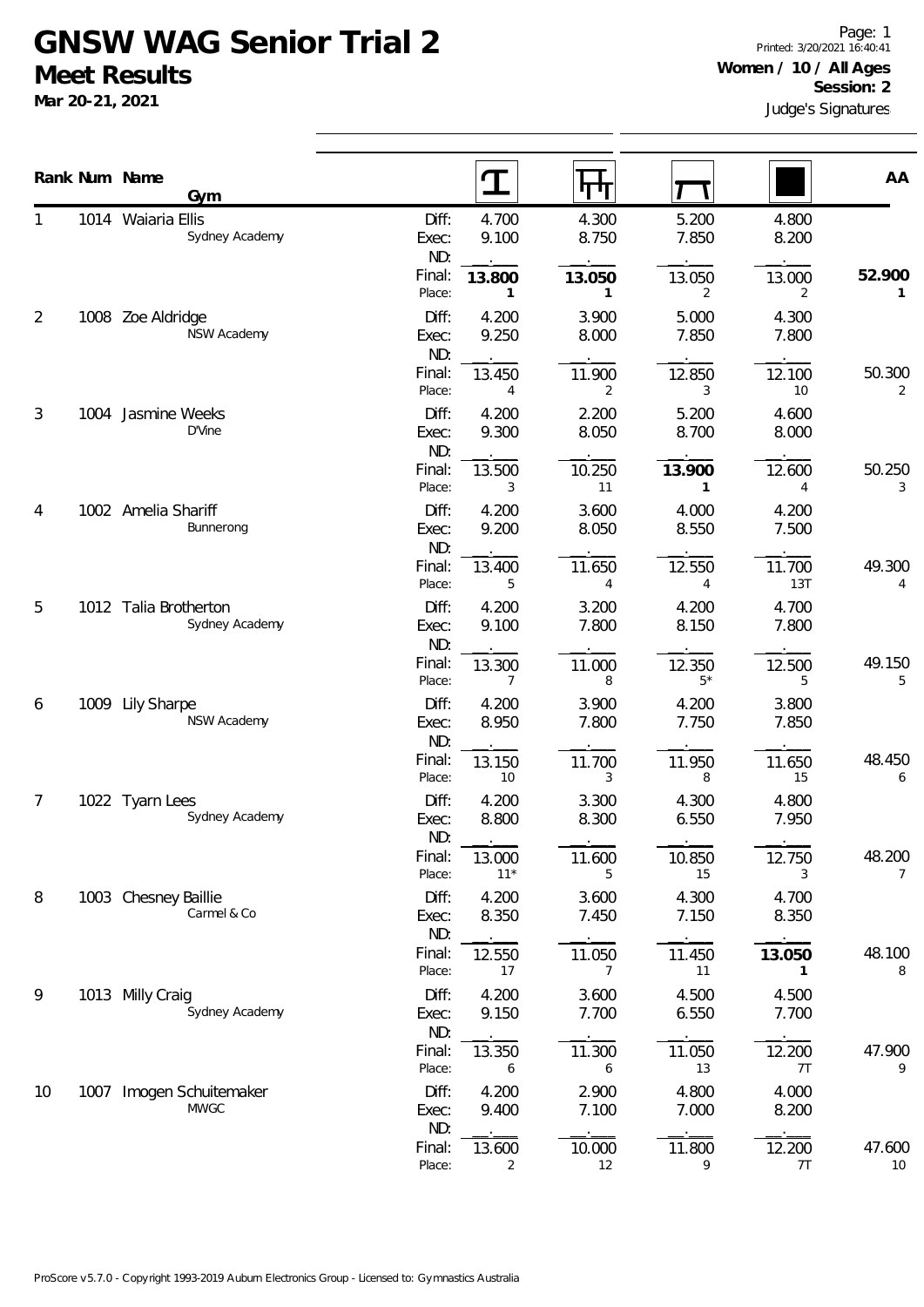# GNSW WAG Senior Trial 2

## Meet Results

**Mar 20-21, 2021**

**Women / 10 / All Ages**
**Session: 2**

Judge's Signatures

| Rank | Num | Name / Gym | | Vault | Bars | Beam | Floor | AA |
|---|---|---|---|---|---|---|---|---|
| 1 | 1014 | Waiaria Ellis | Diff: | 4.700 | 4.300 | 5.200 | 4.800 | |
| | | Sydney Academy | Exec: | 9.100 | 8.750 | 7.850 | 8.200 | |
| | | | ND: | . | . | . | . | |
| | | | Final: | **13.800** | **13.050** | 13.050 | 13.000 | **52.900** |
| | | | Place: | **1** | **1** | 2 | 2 | **1** |
| 2 | 1008 | Zoe Aldridge | Diff: | 4.200 | 3.900 | 5.000 | 4.300 | |
| | | NSW Academy | Exec: | 9.250 | 8.000 | 7.850 | 7.800 | |
| | | | ND: | . | . | . | . | |
| | | | Final: | 13.450 | 11.900 | 12.850 | 12.100 | 50.300 |
| | | | Place: | 4 | 2 | 3 | 10 | 2 |
| 3 | 1004 | Jasmine Weeks | Diff: | 4.200 | 2.200 | 5.200 | 4.600 | |
| | | D'Vine | Exec: | 9.300 | 8.050 | 8.700 | 8.000 | |
| | | | ND: | . | . | . | . | |
| | | | Final: | 13.500 | 10.250 | **13.900** | 12.600 | 50.250 |
| | | | Place: | 3 | 11 | **1** | 4 | 3 |
| 4 | 1002 | Amelia Shariff | Diff: | 4.200 | 3.600 | 4.000 | 4.200 | |
| | | Bunnerong | Exec: | 9.200 | 8.050 | 8.550 | 7.500 | |
| | | | ND: | . | . | . | . | |
| | | | Final: | 13.400 | 11.650 | 12.550 | 11.700 | 49.300 |
| | | | Place: | 5 | 4 | 4 | 13T | 4 |
| 5 | 1012 | Talia Brotherton | Diff: | 4.200 | 3.200 | 4.200 | 4.700 | |
| | | Sydney Academy | Exec: | 9.100 | 7.800 | 8.150 | 7.800 | |
| | | | ND: | . | . | . | . | |
| | | | Final: | 13.300 | 11.000 | 12.350 | 12.500 | 49.150 |
| | | | Place: | 7 | 8 | 5* | 5 | 5 |
| 6 | 1009 | Lily Sharpe | Diff: | 4.200 | 3.900 | 4.200 | 3.800 | |
| | | NSW Academy | Exec: | 8.950 | 7.800 | 7.750 | 7.850 | |
| | | | ND: | . | . | . | . | |
| | | | Final: | 13.150 | 11.700 | 11.950 | 11.650 | 48.450 |
| | | | Place: | 10 | 3 | 8 | 15 | 6 |
| 7 | 1022 | Tyarn Lees | Diff: | 4.200 | 3.300 | 4.300 | 4.800 | |
| | | Sydney Academy | Exec: | 8.800 | 8.300 | 6.550 | 7.950 | |
| | | | ND: | . | . | . | . | |
| | | | Final: | 13.000 | 11.600 | 10.850 | 12.750 | 48.200 |
| | | | Place: | 11* | 5 | 15 | 3 | 7 |
| 8 | 1003 | Chesney Baillie | Diff: | 4.200 | 3.600 | 4.300 | 4.700 | |
| | | Carmel & Co | Exec: | 8.350 | 7.450 | 7.150 | 8.350 | |
| | | | ND: | . | . | . | . | |
| | | | Final: | 12.550 | 11.050 | 11.450 | **13.050** | 48.100 |
| | | | Place: | 17 | 7 | 11 | **1** | 8 |
| 9 | 1013 | Milly Craig | Diff: | 4.200 | 3.600 | 4.500 | 4.500 | |
| | | Sydney Academy | Exec: | 9.150 | 7.700 | 6.550 | 7.700 | |
| | | | ND: | . | . | . | . | |
| | | | Final: | 13.350 | 11.300 | 11.050 | 12.200 | 47.900 |
| | | | Place: | 6 | 6 | 13 | 7T | 9 |
| 10 | 1007 | Imogen Schuitemaker | Diff: | 4.200 | 2.900 | 4.800 | 4.000 | |
| | | MWGC | Exec: | 9.400 | 7.100 | 7.000 | 8.200 | |
| | | | ND: | . | . | . | . | |
| | | | Final: | 13.600 | 10.000 | 11.800 | 12.200 | 47.600 |
| | | | Place: | 2 | 12 | 9 | 7T | 10 |

ProScore v5.7.0 - Copyright 1993-2019 Auburn Electronics Group - Licensed to: Gymnastics Australia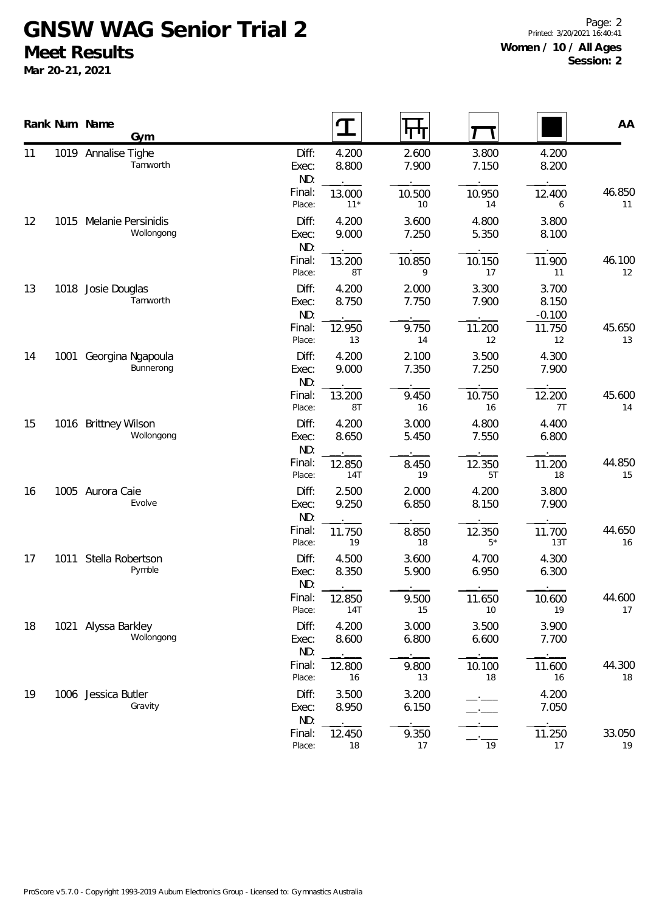# GNSW WAG Senior Trial 2

## Meet Results

**Mar 20-21, 2021**

**Women / 10 / All Ages**
**Session: 2**

| Rank | Num | Name / Gym | | Vault | Bars | Beam | Floor | AA |
|---|---|---|---|---|---|---|---|---|
| 11 | 1019 | Annalise Tighe<br>Tamworth | Diff:<br>Exec:<br>ND:<br>Final:<br>Place: | 4.200<br>8.800<br>.<br>13.000<br>11* | 2.600<br>7.900<br>.<br>10.500<br>10 | 3.800<br>7.150<br>.<br>10.950<br>14 | 4.200<br>8.200<br>.<br>12.400<br>6 | 46.850<br>11 |
| 12 | 1015 | Melanie Persinidis<br>Wollongong | Diff:<br>Exec:<br>ND:<br>Final:<br>Place: | 4.200<br>9.000<br>.<br>13.200<br>8T | 3.600<br>7.250<br>.<br>10.850<br>9 | 4.800<br>5.350<br>.<br>10.150<br>17 | 3.800<br>8.100<br>.<br>11.900<br>11 | 46.100<br>12 |
| 13 | 1018 | Josie Douglas<br>Tamworth | Diff:<br>Exec:<br>ND:<br>Final:<br>Place: | 4.200<br>8.750<br>.<br>12.950<br>13 | 2.000<br>7.750<br>.<br>9.750<br>14 | 3.300<br>7.900<br>.<br>11.200<br>12 | 3.700<br>8.150<br>-0.100<br>11.750<br>12 | 45.650<br>13 |
| 14 | 1001 | Georgina Ngapoula<br>Bunnerong | Diff:<br>Exec:<br>ND:<br>Final:<br>Place: | 4.200<br>9.000<br>.<br>13.200<br>8T | 2.100<br>7.350<br>.<br>9.450<br>16 | 3.500<br>7.250<br>.<br>10.750<br>16 | 4.300<br>7.900<br>.<br>12.200<br>7T | 45.600<br>14 |
| 15 | 1016 | Brittney Wilson<br>Wollongong | Diff:<br>Exec:<br>ND:<br>Final:<br>Place: | 4.200<br>8.650<br>.<br>12.850<br>14T | 3.000<br>5.450<br>.<br>8.450<br>19 | 4.800<br>7.550<br>.<br>12.350<br>5T | 4.400<br>6.800<br>.<br>11.200<br>18 | 44.850<br>15 |
| 16 | 1005 | Aurora Caie<br>Evolve | Diff:<br>Exec:<br>ND:<br>Final:<br>Place: | 2.500<br>9.250<br>.<br>11.750<br>19 | 2.000<br>6.850<br>.<br>8.850<br>18 | 4.200<br>8.150<br>.<br>12.350<br>5* | 3.800<br>7.900<br>.<br>11.700<br>13T | 44.650<br>16 |
| 17 | 1011 | Stella Robertson<br>Pymble | Diff:<br>Exec:<br>ND:<br>Final:<br>Place: | 4.500<br>8.350<br>.<br>12.850<br>14T | 3.600<br>5.900<br>.<br>9.500<br>15 | 4.700<br>6.950<br>.<br>11.650<br>10 | 4.300<br>6.300<br>.<br>10.600<br>19 | 44.600<br>17 |
| 18 | 1021 | Alyssa Barkley<br>Wollongong | Diff:<br>Exec:<br>ND:<br>Final:<br>Place: | 4.200<br>8.600<br>.<br>12.800<br>16 | 3.000<br>6.800<br>.<br>9.800<br>13 | 3.500<br>6.600<br>.<br>10.100<br>18 | 3.900<br>7.700<br>.<br>11.600<br>16 | 44.300<br>18 |
| 19 | 1006 | Jessica Butler<br>Gravity | Diff:<br>Exec:<br>ND:<br>Final:<br>Place: | 3.500<br>8.950<br>.<br>12.450<br>18 | 3.200<br>6.150<br>.<br>9.350<br>17 | .<br>.<br>.<br>.<br>19 | 4.200<br>7.050<br>.<br>11.250<br>17 | 33.050<br>19 |

ProScore v5.7.0 - Copyright 1993-2019 Auburn Electronics Group - Licensed to: Gymnastics Australia